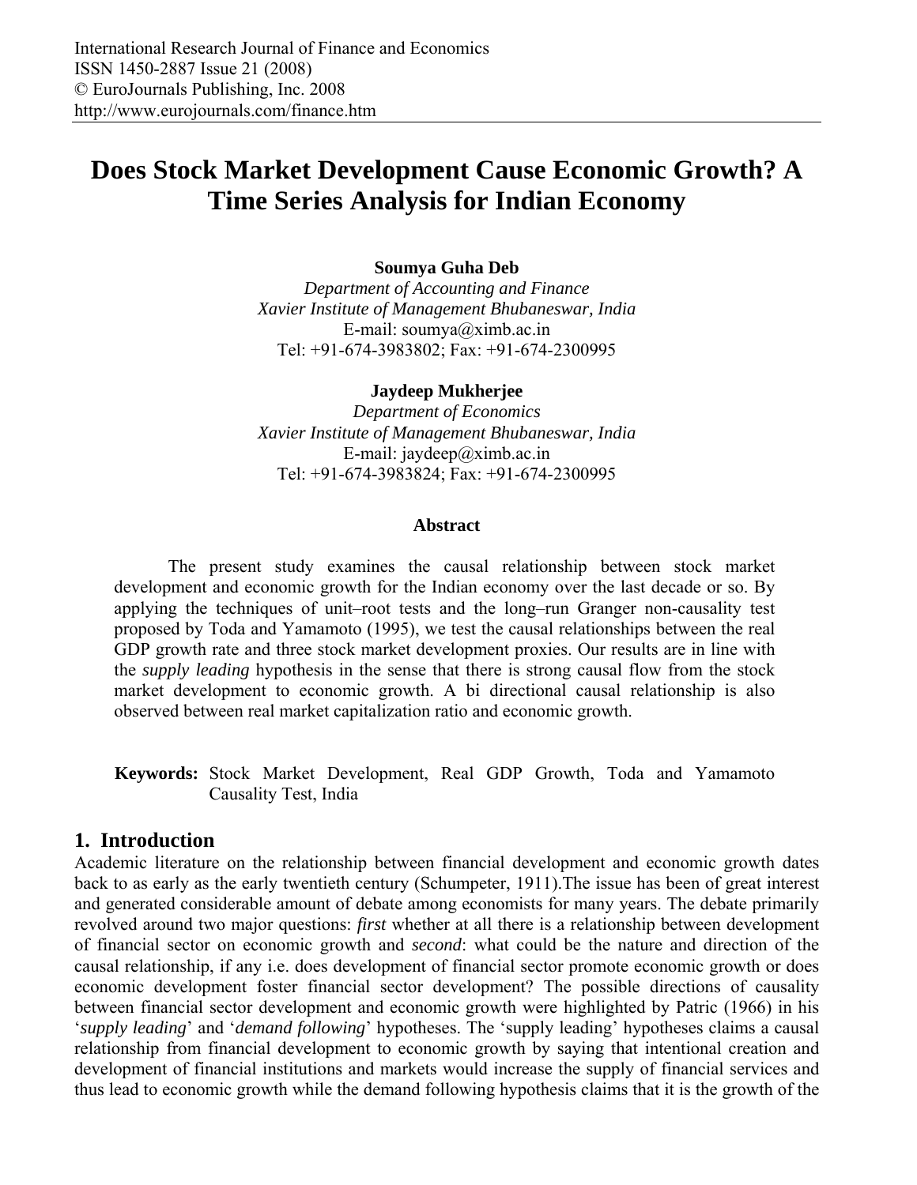# Does Stock Market Development Cause Economic Growth? A Time Series Analysis for Indian Economy

**Soumya Guha Deb**
*Department of Accounting and Finance*
*Xavier Institute of Management Bhubaneswar, India*
E-mail: soumya@ximb.ac.in
Tel: +91-674-3983802; Fax: +91-674-2300995

**Jaydeep Mukherjee**
*Department of Economics*
*Xavier Institute of Management Bhubaneswar, India*
E-mail: jaydeep@ximb.ac.in
Tel: +91-674-3983824; Fax: +91-674-2300995

### Abstract

The present study examines the causal relationship between stock market development and economic growth for the Indian economy over the last decade or so. By applying the techniques of unit–root tests and the long–run Granger non-causality test proposed by Toda and Yamamoto (1995), we test the causal relationships between the real GDP growth rate and three stock market development proxies. Our results are in line with the *supply leading* hypothesis in the sense that there is strong causal flow from the stock market development to economic growth. A bi directional causal relationship is also observed between real market capitalization ratio and economic growth.

**Keywords:** Stock Market Development, Real GDP Growth, Toda and Yamamoto Causality Test, India

## 1. Introduction

Academic literature on the relationship between financial development and economic growth dates back to as early as the early twentieth century (Schumpeter, 1911).The issue has been of great interest and generated considerable amount of debate among economists for many years. The debate primarily revolved around two major questions: *first* whether at all there is a relationship between development of financial sector on economic growth and *second*: what could be the nature and direction of the causal relationship, if any i.e. does development of financial sector promote economic growth or does economic development foster financial sector development? The possible directions of causality between financial sector development and economic growth were highlighted by Patric (1966) in his '*supply leading*' and '*demand following*' hypotheses. The 'supply leading' hypotheses claims a causal relationship from financial development to economic growth by saying that intentional creation and development of financial institutions and markets would increase the supply of financial services and thus lead to economic growth while the demand following hypothesis claims that it is the growth of the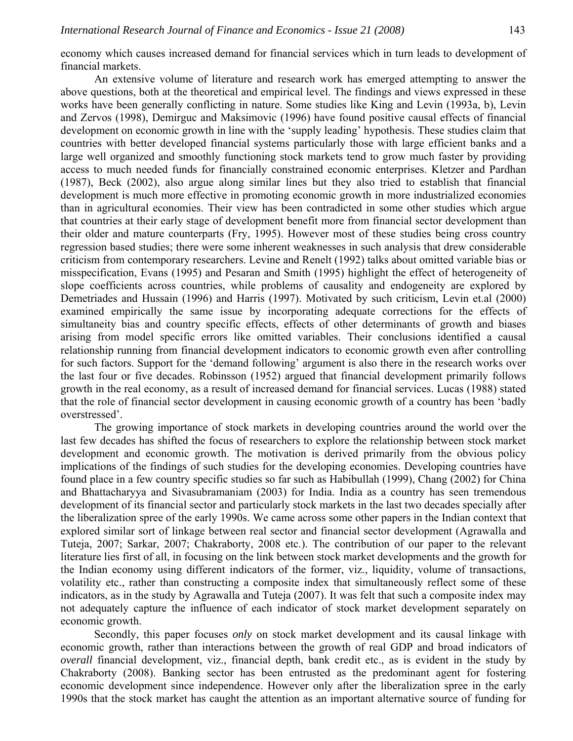economy which causes increased demand for financial services which in turn leads to development of financial markets.

An extensive volume of literature and research work has emerged attempting to answer the above questions, both at the theoretical and empirical level. The findings and views expressed in these works have been generally conflicting in nature. Some studies like King and Levin (1993a, b), Levin and Zervos (1998), Demirguc and Maksimovic (1996) have found positive causal effects of financial development on economic growth in line with the 'supply leading' hypothesis. These studies claim that countries with better developed financial systems particularly those with large efficient banks and a large well organized and smoothly functioning stock markets tend to grow much faster by providing access to much needed funds for financially constrained economic enterprises. Kletzer and Pardhan (1987), Beck (2002), also argue along similar lines but they also tried to establish that financial development is much more effective in promoting economic growth in more industrialized economies than in agricultural economies. Their view has been contradicted in some other studies which argue that countries at their early stage of development benefit more from financial sector development than their older and mature counterparts (Fry, 1995). However most of these studies being cross country regression based studies; there were some inherent weaknesses in such analysis that drew considerable criticism from contemporary researchers. Levine and Renelt (1992) talks about omitted variable bias or misspecification, Evans (1995) and Pesaran and Smith (1995) highlight the effect of heterogeneity of slope coefficients across countries, while problems of causality and endogeneity are explored by Demetriades and Hussain (1996) and Harris (1997). Motivated by such criticism, Levin et.al (2000) examined empirically the same issue by incorporating adequate corrections for the effects of simultaneity bias and country specific effects, effects of other determinants of growth and biases arising from model specific errors like omitted variables. Their conclusions identified a causal relationship running from financial development indicators to economic growth even after controlling for such factors. Support for the 'demand following' argument is also there in the research works over the last four or five decades. Robinsson (1952) argued that financial development primarily follows growth in the real economy, as a result of increased demand for financial services. Lucas (1988) stated that the role of financial sector development in causing economic growth of a country has been 'badly overstressed'.

The growing importance of stock markets in developing countries around the world over the last few decades has shifted the focus of researchers to explore the relationship between stock market development and economic growth. The motivation is derived primarily from the obvious policy implications of the findings of such studies for the developing economies. Developing countries have found place in a few country specific studies so far such as Habibullah (1999), Chang (2002) for China and Bhattacharyya and Sivasubramaniam (2003) for India. India as a country has seen tremendous development of its financial sector and particularly stock markets in the last two decades specially after the liberalization spree of the early 1990s. We came across some other papers in the Indian context that explored similar sort of linkage between real sector and financial sector development (Agrawalla and Tuteja, 2007; Sarkar, 2007; Chakraborty, 2008 etc.). The contribution of our paper to the relevant literature lies first of all, in focusing on the link between stock market developments and the growth for the Indian economy using different indicators of the former, viz., liquidity, volume of transactions, volatility etc., rather than constructing a composite index that simultaneously reflect some of these indicators, as in the study by Agrawalla and Tuteja (2007). It was felt that such a composite index may not adequately capture the influence of each indicator of stock market development separately on economic growth.

Secondly, this paper focuses *only* on stock market development and its causal linkage with economic growth, rather than interactions between the growth of real GDP and broad indicators of *overall* financial development, viz., financial depth, bank credit etc., as is evident in the study by Chakraborty (2008). Banking sector has been entrusted as the predominant agent for fostering economic development since independence. However only after the liberalization spree in the early 1990s that the stock market has caught the attention as an important alternative source of funding for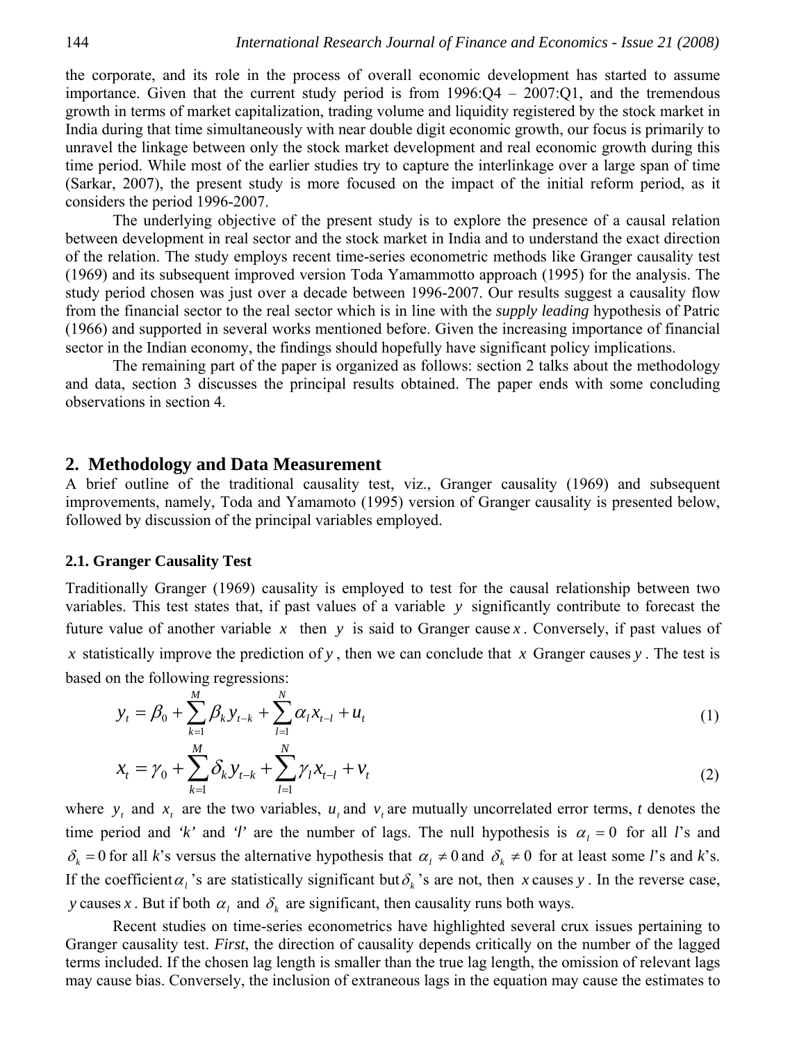the corporate, and its role in the process of overall economic development has started to assume importance. Given that the current study period is from 1996:Q4 – 2007:Q1, and the tremendous growth in terms of market capitalization, trading volume and liquidity registered by the stock market in India during that time simultaneously with near double digit economic growth, our focus is primarily to unravel the linkage between only the stock market development and real economic growth during this time period. While most of the earlier studies try to capture the interlinkage over a large span of time (Sarkar, 2007), the present study is more focused on the impact of the initial reform period, as it considers the period 1996-2007.

The underlying objective of the present study is to explore the presence of a causal relation between development in real sector and the stock market in India and to understand the exact direction of the relation. The study employs recent time-series econometric methods like Granger causality test (1969) and its subsequent improved version Toda Yamammotto approach (1995) for the analysis. The study period chosen was just over a decade between 1996-2007. Our results suggest a causality flow from the financial sector to the real sector which is in line with the *supply leading* hypothesis of Patric (1966) and supported in several works mentioned before. Given the increasing importance of financial sector in the Indian economy, the findings should hopefully have significant policy implications.

The remaining part of the paper is organized as follows: section 2 talks about the methodology and data, section 3 discusses the principal results obtained. The paper ends with some concluding observations in section 4.

## 2. Methodology and Data Measurement

A brief outline of the traditional causality test, viz., Granger causality (1969) and subsequent improvements, namely, Toda and Yamamoto (1995) version of Granger causality is presented below, followed by discussion of the principal variables employed.

### 2.1. Granger Causality Test

Traditionally Granger (1969) causality is employed to test for the causal relationship between two variables. This test states that, if past values of a variable $y$ significantly contribute to forecast the future value of another variable $x$ then $y$ is said to Granger cause $x$. Conversely, if past values of $x$ statistically improve the prediction of $y$, then we can conclude that $x$ Granger causes $y$. The test is based on the following regressions:

$$y_t = \beta_0 + \sum_{k=1}^{M} \beta_k y_{t-k} + \sum_{l=1}^{N} \alpha_l x_{t-l} + u_t \tag{1}$$

$$x_t = \gamma_0 + \sum_{k=1}^{M} \delta_k y_{t-k} + \sum_{l=1}^{N} \gamma_l x_{t-l} + v_t \tag{2}$$

where $y_t$ and $x_t$ are the two variables, $u_t$ and $v_t$ are mutually uncorrelated error terms, $t$ denotes the time period and '*k*' and '*l*' are the number of lags. The null hypothesis is $\alpha_l = 0$ for all *l*'s and $\delta_k = 0$ for all *k*'s versus the alternative hypothesis that $\alpha_l \neq 0$ and $\delta_k \neq 0$ for at least some *l*'s and *k*'s. If the coefficient $\alpha_l$'s are statistically significant but $\delta_k$'s are not, then $x$ causes $y$. In the reverse case, $y$ causes $x$. But if both $\alpha_l$ and $\delta_k$ are significant, then causality runs both ways.

Recent studies on time-series econometrics have highlighted several crux issues pertaining to Granger causality test. *First*, the direction of causality depends critically on the number of the lagged terms included. If the chosen lag length is smaller than the true lag length, the omission of relevant lags may cause bias. Conversely, the inclusion of extraneous lags in the equation may cause the estimates to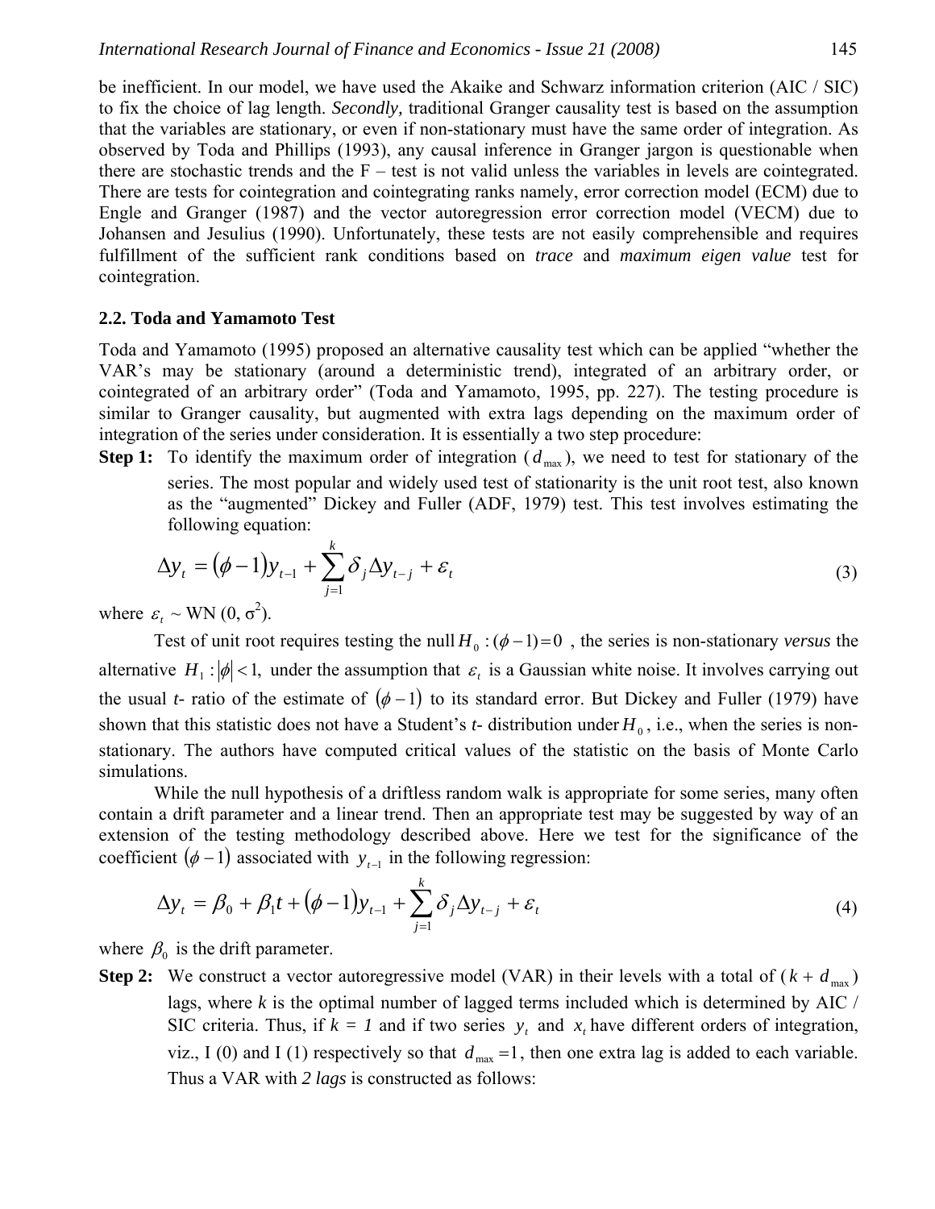be inefficient. In our model, we have used the Akaike and Schwarz information criterion (AIC / SIC) to fix the choice of lag length. *Secondly,* traditional Granger causality test is based on the assumption that the variables are stationary, or even if non-stationary must have the same order of integration. As observed by Toda and Phillips (1993), any causal inference in Granger jargon is questionable when there are stochastic trends and the F – test is not valid unless the variables in levels are cointegrated. There are tests for cointegration and cointegrating ranks namely, error correction model (ECM) due to Engle and Granger (1987) and the vector autoregression error correction model (VECM) due to Johansen and Jesulius (1990). Unfortunately, these tests are not easily comprehensible and requires fulfillment of the sufficient rank conditions based on *trace* and *maximum eigen value* test for cointegration.

### 2.2. Toda and Yamamoto Test

Toda and Yamamoto (1995) proposed an alternative causality test which can be applied "whether the VAR's may be stationary (around a deterministic trend), integrated of an arbitrary order, or cointegrated of an arbitrary order" (Toda and Yamamoto, 1995, pp. 227). The testing procedure is similar to Granger causality, but augmented with extra lags depending on the maximum order of integration of the series under consideration. It is essentially a two step procedure:

**Step 1:** To identify the maximum order of integration ($d_{\max}$), we need to test for stationary of the series. The most popular and widely used test of stationarity is the unit root test, also known as the "augmented" Dickey and Fuller (ADF, 1979) test. This test involves estimating the following equation:

$$\Delta y_t = (\phi - 1)y_{t-1} + \sum_{j=1}^{k} \delta_j \Delta y_{t-j} + \varepsilon_t \tag{3}$$

where $\varepsilon_t \sim$ WN (0, $\sigma^2$).

Test of unit root requires testing the null $H_0 : (\phi - 1) = 0$ , the series is non-stationary *versus* the alternative $H_1 : |\phi| < 1,$ under the assumption that $\varepsilon_t$ is a Gaussian white noise. It involves carrying out the usual *t*- ratio of the estimate of $(\phi - 1)$ to its standard error. But Dickey and Fuller (1979) have shown that this statistic does not have a Student's *t*- distribution under $H_0$, i.e., when the series is non-stationary. The authors have computed critical values of the statistic on the basis of Monte Carlo simulations.

While the null hypothesis of a driftless random walk is appropriate for some series, many often contain a drift parameter and a linear trend. Then an appropriate test may be suggested by way of an extension of the testing methodology described above. Here we test for the significance of the coefficient $(\phi - 1)$ associated with $y_{t-1}$ in the following regression:

$$\Delta y_t = \beta_0 + \beta_1 t + (\phi - 1)y_{t-1} + \sum_{j=1}^{k} \delta_j \Delta y_{t-j} + \varepsilon_t \tag{4}$$

where $\beta_0$ is the drift parameter.

**Step 2:** We construct a vector autoregressive model (VAR) in their levels with a total of ($k + d_{\max}$) lags, where *k* is the optimal number of lagged terms included which is determined by AIC / SIC criteria. Thus, if *k = 1* and if two series $y_t$ and $x_t$ have different orders of integration, viz., I (0) and I (1) respectively so that $d_{\max} = 1$, then one extra lag is added to each variable. Thus a VAR with *2 lags* is constructed as follows: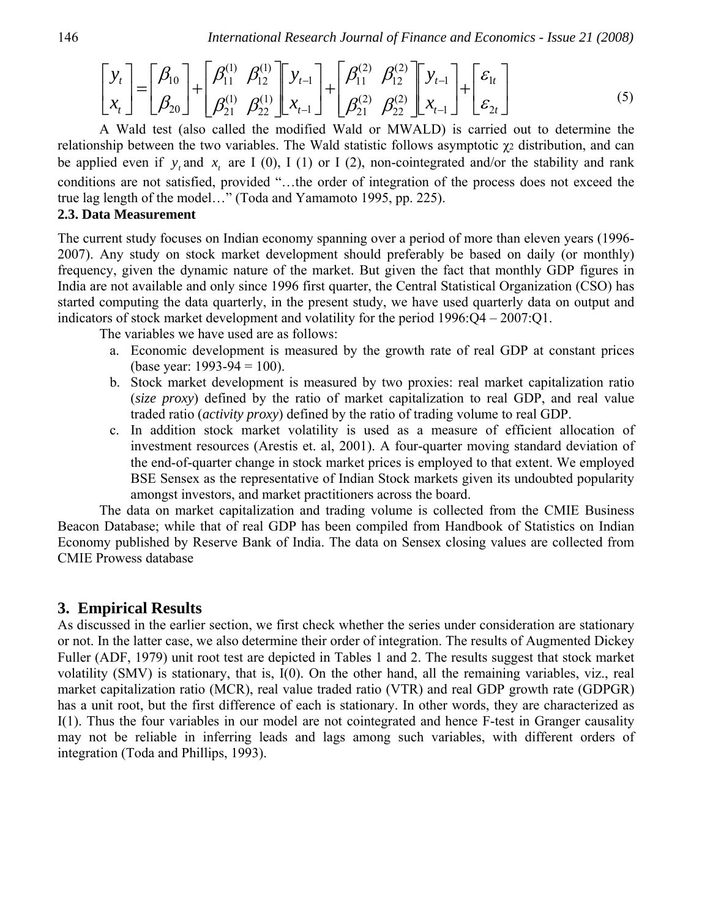$$\begin{bmatrix} y_t \\ x_t \end{bmatrix} = \begin{bmatrix} \beta_{10} \\ \beta_{20} \end{bmatrix} + \begin{bmatrix} \beta_{11}^{(1)} & \beta_{12}^{(1)} \\ \beta_{21}^{(1)} & \beta_{22}^{(1)} \end{bmatrix} \begin{bmatrix} y_{t-1} \\ x_{t-1} \end{bmatrix} + \begin{bmatrix} \beta_{11}^{(2)} & \beta_{12}^{(2)} \\ \beta_{21}^{(2)} & \beta_{22}^{(2)} \end{bmatrix} \begin{bmatrix} y_{t-1} \\ x_{t-1} \end{bmatrix} + \begin{bmatrix} \varepsilon_{1t} \\ \varepsilon_{2t} \end{bmatrix} \tag{5}$$

A Wald test (also called the modified Wald or MWALD) is carried out to determine the relationship between the two variables. The Wald statistic follows asymptotic $\chi_2$ distribution, and can be applied even if $y_t$ and $x_t$ are I (0), I (1) or I (2), non-cointegrated and/or the stability and rank conditions are not satisfied, provided "…the order of integration of the process does not exceed the true lag length of the model…" (Toda and Yamamoto 1995, pp. 225).

### 2.3. Data Measurement

The current study focuses on Indian economy spanning over a period of more than eleven years (1996-2007). Any study on stock market development should preferably be based on daily (or monthly) frequency, given the dynamic nature of the market. But given the fact that monthly GDP figures in India are not available and only since 1996 first quarter, the Central Statistical Organization (CSO) has started computing the data quarterly, in the present study, we have used quarterly data on output and indicators of stock market development and volatility for the period 1996:Q4 – 2007:Q1.

The variables we have used are as follows:

a. Economic development is measured by the growth rate of real GDP at constant prices (base year: 1993-94 = 100).
b. Stock market development is measured by two proxies: real market capitalization ratio (*size proxy*) defined by the ratio of market capitalization to real GDP, and real value traded ratio (*activity proxy*) defined by the ratio of trading volume to real GDP.
c. In addition stock market volatility is used as a measure of efficient allocation of investment resources (Arestis et. al, 2001). A four-quarter moving standard deviation of the end-of-quarter change in stock market prices is employed to that extent. We employed BSE Sensex as the representative of Indian Stock markets given its undoubted popularity amongst investors, and market practitioners across the board.

The data on market capitalization and trading volume is collected from the CMIE Business Beacon Database; while that of real GDP has been compiled from Handbook of Statistics on Indian Economy published by Reserve Bank of India. The data on Sensex closing values are collected from CMIE Prowess database

## 3. Empirical Results

As discussed in the earlier section, we first check whether the series under consideration are stationary or not. In the latter case, we also determine their order of integration. The results of Augmented Dickey Fuller (ADF, 1979) unit root test are depicted in Tables 1 and 2. The results suggest that stock market volatility (SMV) is stationary, that is, I(0). On the other hand, all the remaining variables, viz., real market capitalization ratio (MCR), real value traded ratio (VTR) and real GDP growth rate (GDPGR) has a unit root, but the first difference of each is stationary. In other words, they are characterized as I(1). Thus the four variables in our model are not cointegrated and hence F-test in Granger causality may not be reliable in inferring leads and lags among such variables, with different orders of integration (Toda and Phillips, 1993).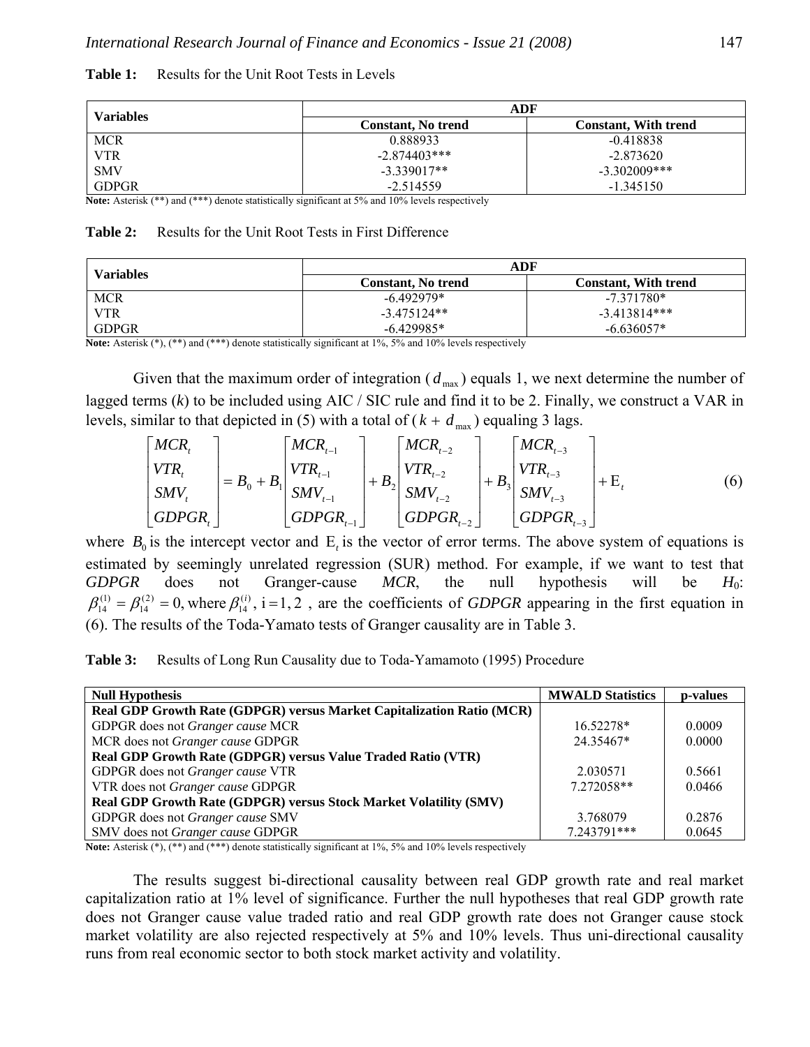**Table 1:** Results for the Unit Root Tests in Levels

| Variables | ADF | |
|---|---|---|
| | Constant, No trend | Constant, With trend |
| MCR | 0.888933 | -0.418838 |
| VTR | -2.874403*** | -2.873620 |
| SMV | -3.339017** | -3.302009*** |
| GDPGR | -2.514559 | -1.345150 |

**Note:** Asterisk (**) and (***) denote statistically significant at 5% and 10% levels respectively

**Table 2:** Results for the Unit Root Tests in First Difference

| Variables | ADF | |
|---|---|---|
| | Constant, No trend | Constant, With trend |
| MCR | -6.492979* | -7.371780* |
| VTR | -3.475124** | -3.413814*** |
| GDPGR | -6.429985* | -6.636057* |

**Note:** Asterisk (*), (**) and (***) denote statistically significant at 1%, 5% and 10% levels respectively

Given that the maximum order of integration ($d_{\max}$) equals 1, we next determine the number of lagged terms ($k$) to be included using AIC / SIC rule and find it to be 2. Finally, we construct a VAR in levels, similar to that depicted in (5) with a total of ($k + d_{\max}$) equaling 3 lags.

$$\begin{bmatrix} MCR_t \\ VTR_t \\ SMV_t \\ GDPGR_t \end{bmatrix} = B_0 + B_1 \begin{bmatrix} MCR_{t-1} \\ VTR_{t-1} \\ SMV_{t-1} \\ GDPGR_{t-1} \end{bmatrix} + B_2 \begin{bmatrix} MCR_{t-2} \\ VTR_{t-2} \\ SMV_{t-2} \\ GDPGR_{t-2} \end{bmatrix} + B_3 \begin{bmatrix} MCR_{t-3} \\ VTR_{t-3} \\ SMV_{t-3} \\ GDPGR_{t-3} \end{bmatrix} + \mathrm{E}_t \tag{6}$$

where $B_0$ is the intercept vector and $\mathrm{E}_t$ is the vector of error terms. The above system of equations is estimated by seemingly unrelated regression (SUR) method. For example, if we want to test that *GDPGR* does not Granger-cause *MCR*, the null hypothesis will be $H_0$: $\beta_{14}^{(1)} = \beta_{14}^{(2)} = 0$, where $\beta_{14}^{(i)}$, $i = 1, 2$ , are the coefficients of *GDPGR* appearing in the first equation in (6). The results of the Toda-Yamato tests of Granger causality are in Table 3.

**Table 3:** Results of Long Run Causality due to Toda-Yamamoto (1995) Procedure

| Null Hypothesis | MWALD Statistics | p-values |
|---|---|---|
| **Real GDP Growth Rate (GDPGR) versus Market Capitalization Ratio (MCR)** | | |
| GDPGR does not *Granger cause* MCR | 16.52278* | 0.0009 |
| MCR does not *Granger cause* GDPGR | 24.35467* | 0.0000 |
| **Real GDP Growth Rate (GDPGR) versus Value Traded Ratio (VTR)** | | |
| GDPGR does not *Granger cause* VTR | 2.030571 | 0.5661 |
| VTR does not *Granger cause* GDPGR | 7.272058** | 0.0466 |
| **Real GDP Growth Rate (GDPGR) versus Stock Market Volatility (SMV)** | | |
| GDPGR does not *Granger cause* SMV | 3.768079 | 0.2876 |
| SMV does not *Granger cause* GDPGR | 7.243791*** | 0.0645 |

**Note:** Asterisk (*), (**) and (***) denote statistically significant at 1%, 5% and 10% levels respectively

The results suggest bi-directional causality between real GDP growth rate and real market capitalization ratio at 1% level of significance. Further the null hypotheses that real GDP growth rate does not Granger cause value traded ratio and real GDP growth rate does not Granger cause stock market volatility are also rejected respectively at 5% and 10% levels. Thus uni-directional causality runs from real economic sector to both stock market activity and volatility.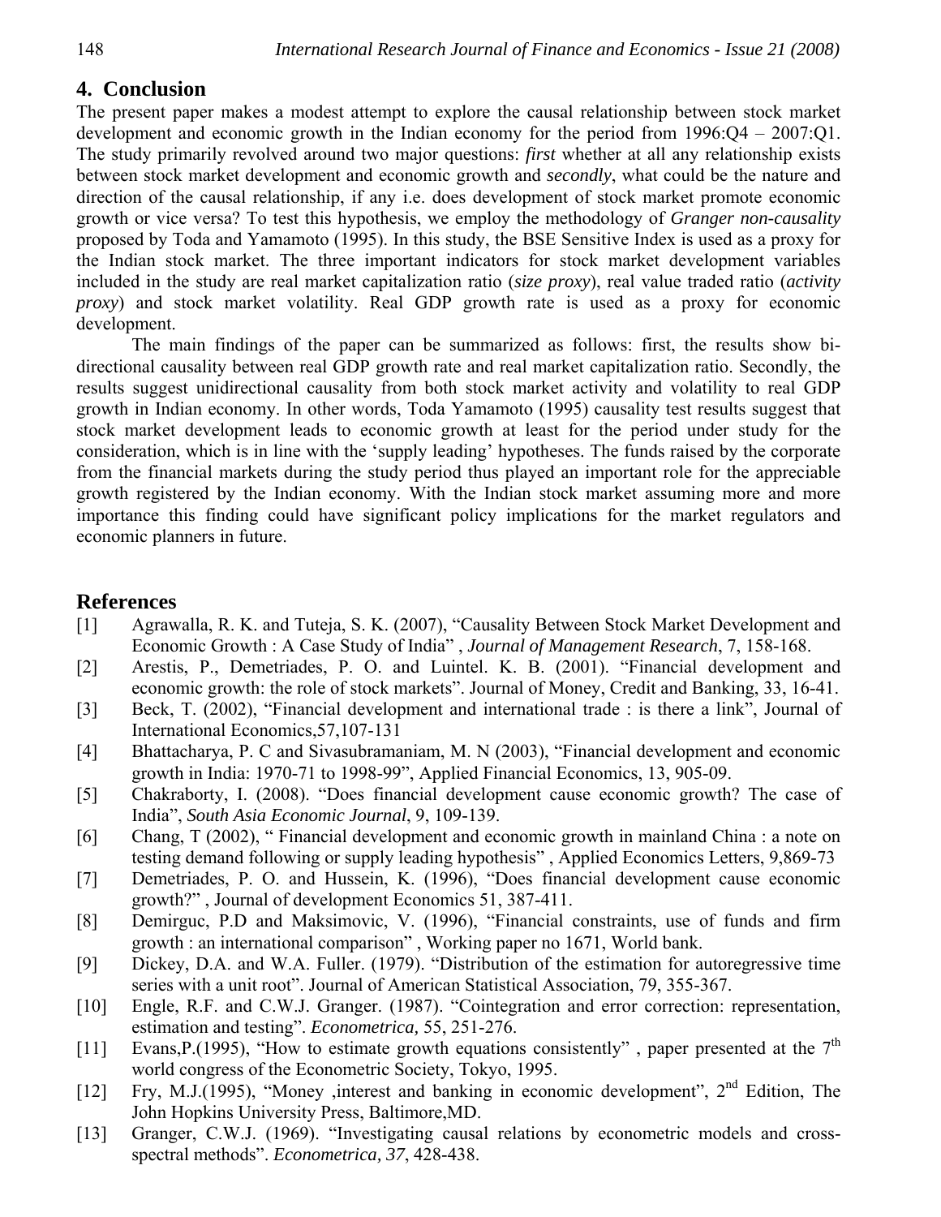## 4. Conclusion

The present paper makes a modest attempt to explore the causal relationship between stock market development and economic growth in the Indian economy for the period from 1996:Q4 – 2007:Q1. The study primarily revolved around two major questions: *first* whether at all any relationship exists between stock market development and economic growth and *secondly*, what could be the nature and direction of the causal relationship, if any i.e. does development of stock market promote economic growth or vice versa? To test this hypothesis, we employ the methodology of *Granger non-causality* proposed by Toda and Yamamoto (1995). In this study, the BSE Sensitive Index is used as a proxy for the Indian stock market. The three important indicators for stock market development variables included in the study are real market capitalization ratio (*size proxy*), real value traded ratio (*activity proxy*) and stock market volatility. Real GDP growth rate is used as a proxy for economic development.

The main findings of the paper can be summarized as follows: first, the results show bi-directional causality between real GDP growth rate and real market capitalization ratio. Secondly, the results suggest unidirectional causality from both stock market activity and volatility to real GDP growth in Indian economy. In other words, Toda Yamamoto (1995) causality test results suggest that stock market development leads to economic growth at least for the period under study for the consideration, which is in line with the 'supply leading' hypotheses. The funds raised by the corporate from the financial markets during the study period thus played an important role for the appreciable growth registered by the Indian economy. With the Indian stock market assuming more and more importance this finding could have significant policy implications for the market regulators and economic planners in future.

## References

[1] Agrawalla, R. K. and Tuteja, S. K. (2007), "Causality Between Stock Market Development and Economic Growth : A Case Study of India" , *Journal of Management Research*, 7, 158-168.

[2] Arestis, P., Demetriades, P. O. and Luintel. K. B. (2001). "Financial development and economic growth: the role of stock markets". Journal of Money, Credit and Banking, 33, 16-41.

[3] Beck, T. (2002), "Financial development and international trade : is there a link", Journal of International Economics,57,107-131

[4] Bhattacharya, P. C and Sivasubramaniam, M. N (2003), "Financial development and economic growth in India: 1970-71 to 1998-99", Applied Financial Economics, 13, 905-09.

[5] Chakraborty, I. (2008). "Does financial development cause economic growth? The case of India", *South Asia Economic Journal*, 9, 109-139.

[6] Chang, T (2002), " Financial development and economic growth in mainland China : a note on testing demand following or supply leading hypothesis" , Applied Economics Letters, 9,869-73

[7] Demetriades, P. O. and Hussein, K. (1996), "Does financial development cause economic growth?" , Journal of development Economics 51, 387-411.

[8] Demirguc, P.D and Maksimovic, V. (1996), "Financial constraints, use of funds and firm growth : an international comparison" , Working paper no 1671, World bank.

[9] Dickey, D.A. and W.A. Fuller. (1979). "Distribution of the estimation for autoregressive time series with a unit root". Journal of American Statistical Association, 79, 355-367.

[10] Engle, R.F. and C.W.J. Granger. (1987). "Cointegration and error correction: representation, estimation and testing". *Econometrica,* 55, 251-276.

[11] Evans,P.(1995), "How to estimate growth equations consistently" , paper presented at the 7th world congress of the Econometric Society, Tokyo, 1995.

[12] Fry, M.J.(1995), "Money ,interest and banking in economic development", 2nd Edition, The John Hopkins University Press, Baltimore,MD.

[13] Granger, C.W.J. (1969). "Investigating causal relations by econometric models and cross-spectral methods". *Econometrica, 37*, 428-438.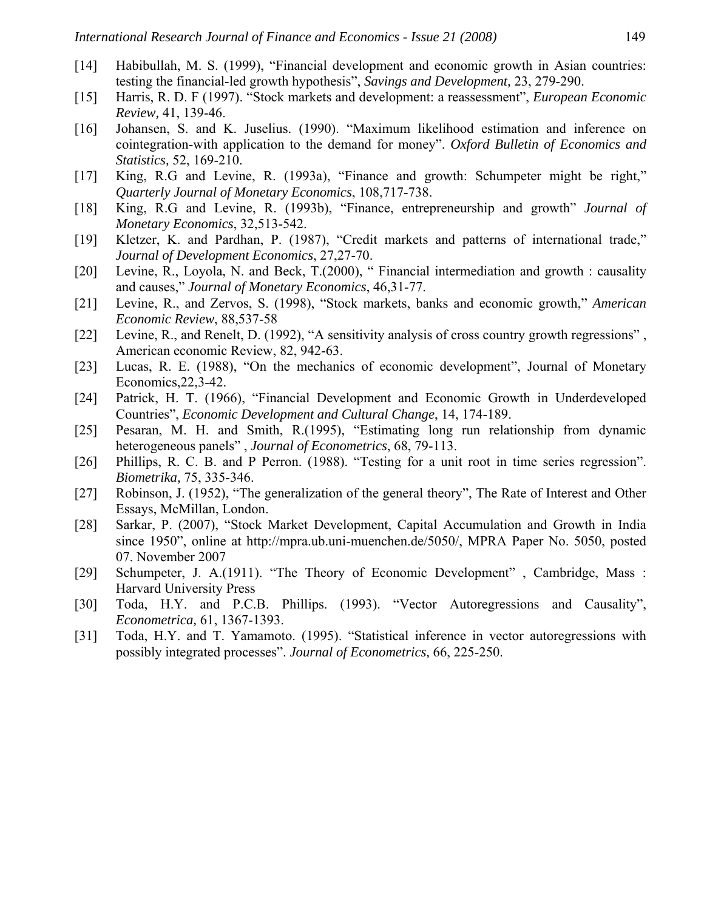[14] Habibullah, M. S. (1999), "Financial development and economic growth in Asian countries: testing the financial-led growth hypothesis", *Savings and Development*, 23, 279-290.

[15] Harris, R. D. F (1997). "Stock markets and development: a reassessment", *European Economic Review,* 41, 139-46.

[16] Johansen, S. and K. Juselius. (1990). "Maximum likelihood estimation and inference on cointegration-with application to the demand for money". *Oxford Bulletin of Economics and Statistics,* 52, 169-210.

[17] King, R.G and Levine, R. (1993a), "Finance and growth: Schumpeter might be right," *Quarterly Journal of Monetary Economics*, 108,717-738.

[18] King, R.G and Levine, R. (1993b), "Finance, entrepreneurship and growth" *Journal of Monetary Economics*, 32,513-542.

[19] Kletzer, K. and Pardhan, P. (1987), "Credit markets and patterns of international trade," *Journal of Development Economics*, 27,27-70.

[20] Levine, R., Loyola, N. and Beck, T.(2000), " Financial intermediation and growth : causality and causes," *Journal of Monetary Economics*, 46,31-77.

[21] Levine, R., and Zervos, S. (1998), "Stock markets, banks and economic growth," *American Economic Review*, 88,537-58

[22] Levine, R., and Renelt, D. (1992), "A sensitivity analysis of cross country growth regressions" , American economic Review, 82, 942-63.

[23] Lucas, R. E. (1988), "On the mechanics of economic development", Journal of Monetary Economics,22,3-42.

[24] Patrick, H. T. (1966), "Financial Development and Economic Growth in Underdeveloped Countries", *Economic Development and Cultural Change*, 14, 174-189.

[25] Pesaran, M. H. and Smith, R.(1995), "Estimating long run relationship from dynamic heterogeneous panels" , *Journal of Econometrics*, 68, 79-113.

[26] Phillips, R. C. B. and P Perron. (1988). "Testing for a unit root in time series regression". *Biometrika,* 75, 335-346.

[27] Robinson, J. (1952), "The generalization of the general theory", The Rate of Interest and Other Essays, McMillan, London.

[28] Sarkar, P. (2007), "Stock Market Development, Capital Accumulation and Growth in India since 1950", online at http://mpra.ub.uni-muenchen.de/5050/, MPRA Paper No. 5050, posted 07. November 2007

[29] Schumpeter, J. A.(1911). "The Theory of Economic Development" , Cambridge, Mass : Harvard University Press

[30] Toda, H.Y. and P.C.B. Phillips. (1993). "Vector Autoregressions and Causality", *Econometrica,* 61, 1367-1393.

[31] Toda, H.Y. and T. Yamamoto. (1995). "Statistical inference in vector autoregressions with possibly integrated processes". *Journal of Econometrics,* 66, 225-250.